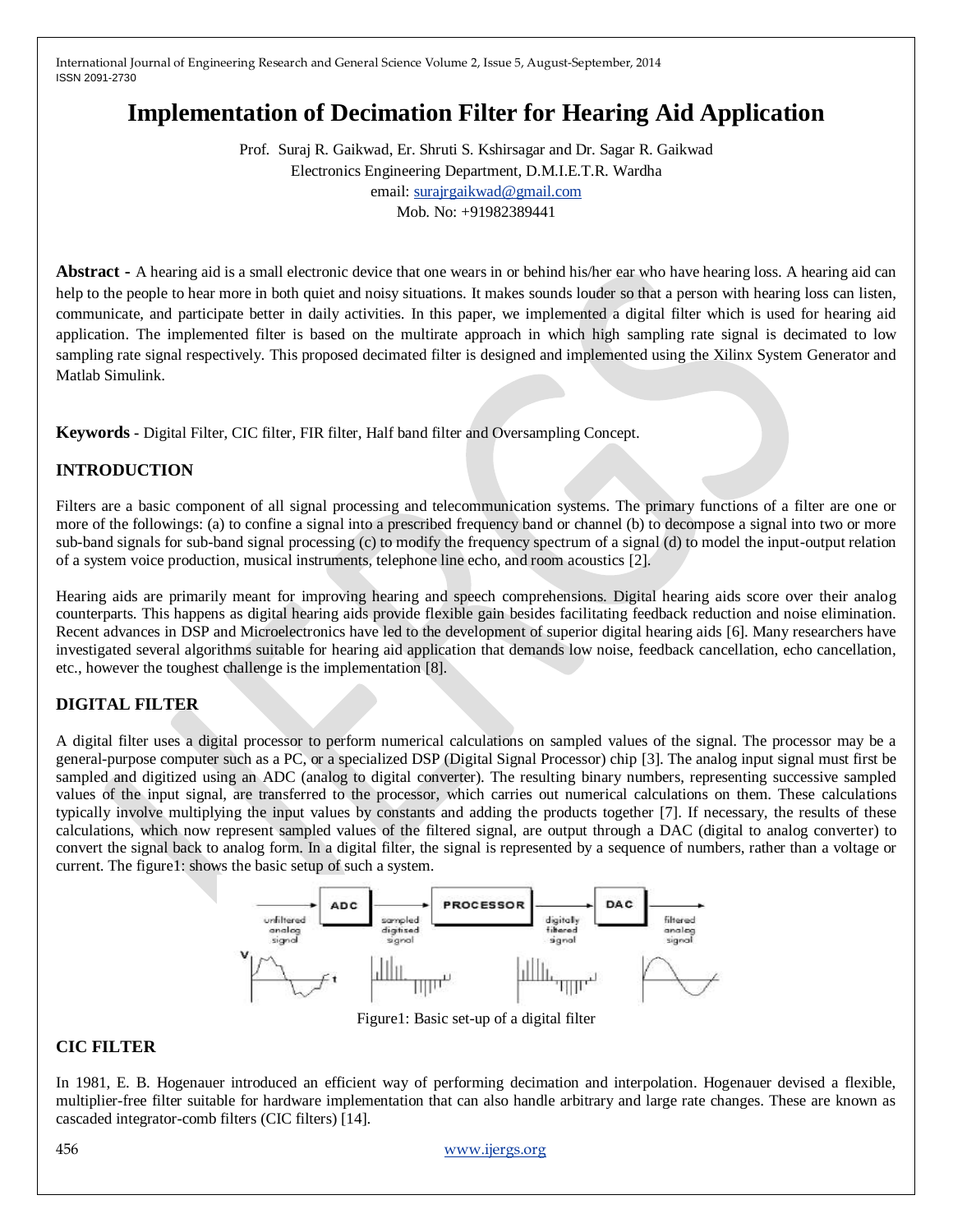# Implementation of Decimation Filter for Hearing Aid Application

Prof. Suraj R. Gaikwad, Er. Shruti S. Kshirsagar and Dr. Sagar R. Gaikwad

Electronics Engineering Department, D.M.I.E.T.R. Wardha

email: surajrgaikwad@gmail.com

Mob. No: +91982389441

**Abstract -** A hearing aid is a small electronic device that one wears in or behind his/her ear who have hearing loss. A hearing aid can help to the people to hear more in both quiet and noisy situations. It makes sounds louder so that a person with hearing loss can listen, communicate, and participate better in daily activities. In this paper, we implemented a digital filter which is used for hearing aid application. The implemented filter is based on the multirate approach in which high sampling rate signal is decimated to low sampling rate signal respectively. This proposed decimated filter is designed and implemented using the Xilinx System Generator and Matlab Simulink.

**Keywords -** Digital Filter, CIC filter, FIR filter, Half band filter and Oversampling Concept.

## INTRODUCTION

Filters are a basic component of all signal processing and telecommunication systems. The primary functions of a filter are one or more of the followings: (a) to confine a signal into a prescribed frequency band or channel (b) to decompose a signal into two or more sub-band signals for sub-band signal processing (c) to modify the frequency spectrum of a signal (d) to model the input-output relation of a system voice production, musical instruments, telephone line echo, and room acoustics [2].

Hearing aids are primarily meant for improving hearing and speech comprehensions. Digital hearing aids score over their analog counterparts. This happens as digital hearing aids provide flexible gain besides facilitating feedback reduction and noise elimination. Recent advances in DSP and Microelectronics have led to the development of superior digital hearing aids [6]. Many researchers have investigated several algorithms suitable for hearing aid application that demands low noise, feedback cancellation, echo cancellation, etc., however the toughest challenge is the implementation [8].

## DIGITAL FILTER

A digital filter uses a digital processor to perform numerical calculations on sampled values of the signal. The processor may be a general-purpose computer such as a PC, or a specialized DSP (Digital Signal Processor) chip [3]. The analog input signal must first be sampled and digitized using an ADC (analog to digital converter). The resulting binary numbers, representing successive sampled values of the input signal, are transferred to the processor, which carries out numerical calculations on them. These calculations typically involve multiplying the input values by constants and adding the products together [7]. If necessary, the results of these calculations, which now represent sampled values of the filtered signal, are output through a DAC (digital to analog converter) to convert the signal back to analog form. In a digital filter, the signal is represented by a sequence of numbers, rather than a voltage or current. The figure1: shows the basic setup of such a system.

Figure1: Basic set-up of a digital filter

## CIC FILTER

In 1981, E. B. Hogenauer introduced an efficient way of performing decimation and interpolation. Hogenauer devised a flexible, multiplier-free filter suitable for hardware implementation that can also handle arbitrary and large rate changes. These are known as cascaded integrator-comb filters (CIC filters) [14].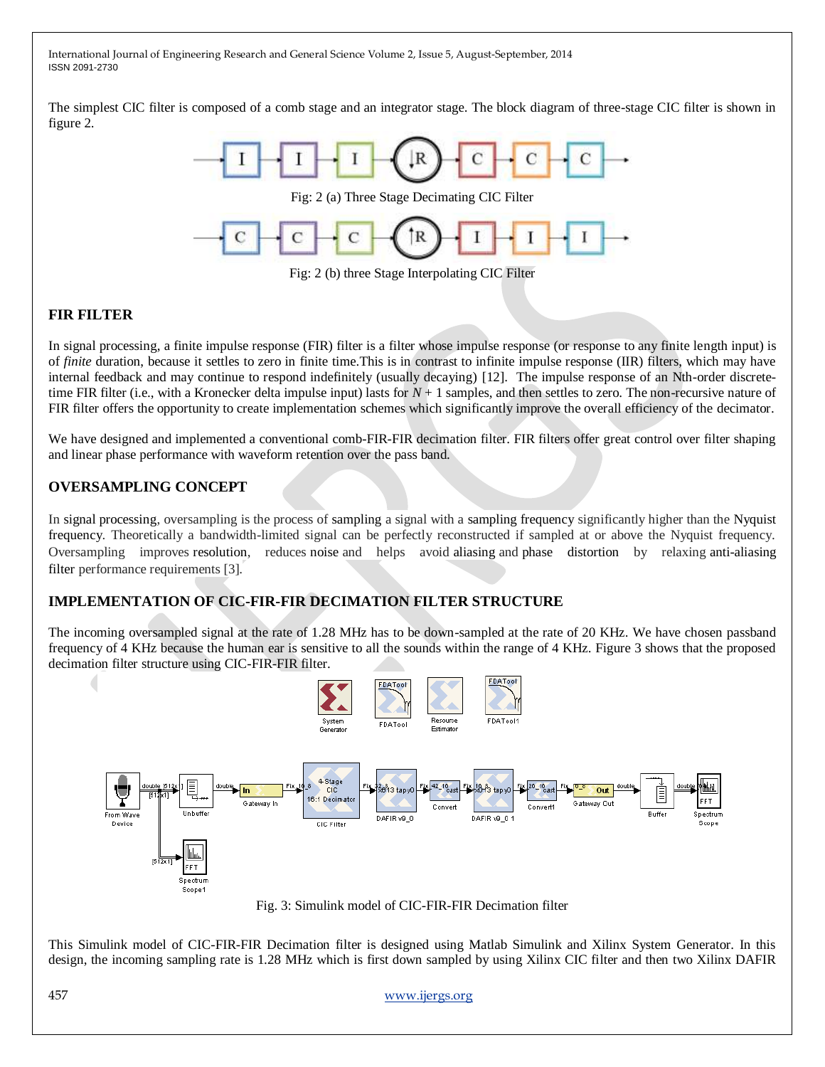The simplest CIC filter is composed of a comb stage and an integrator stage. The block diagram of three-stage CIC filter is shown in figure 2.

Fig: 2 (a) Three Stage Decimating CIC Filter

Fig: 2 (b) three Stage Interpolating CIC Filter

## FIR FILTER

In signal processing, a finite impulse response (FIR) filter is a filter whose impulse response (or response to any finite length input) is of *finite* duration, because it settles to zero in finite time.This is in contrast to infinite impulse response (IIR) filters, which may have internal feedback and may continue to respond indefinitely (usually decaying) [12]. The impulse response of an Nth-order discrete-time FIR filter (i.e., with a Kronecker delta impulse input) lasts for $N + 1$ samples, and then settles to zero. The non-recursive nature of FIR filter offers the opportunity to create implementation schemes which significantly improve the overall efficiency of the decimator.

We have designed and implemented a conventional comb-FIR-FIR decimation filter. FIR filters offer great control over filter shaping and linear phase performance with waveform retention over the pass band.

## OVERSAMPLING CONCEPT

In signal processing, oversampling is the process of sampling a signal with a sampling frequency significantly higher than the Nyquist frequency. Theoretically a bandwidth-limited signal can be perfectly reconstructed if sampled at or above the Nyquist frequency. Oversampling improves resolution, reduces noise and helps avoid aliasing and phase distortion by relaxing anti-aliasing filter performance requirements [3].

## IMPLEMENTATION OF CIC-FIR-FIR DECIMATION FILTER STRUCTURE

The incoming oversampled signal at the rate of 1.28 MHz has to be down-sampled at the rate of 20 KHz. We have chosen passband frequency of 4 KHz because the human ear is sensitive to all the sounds within the range of 4 KHz. Figure 3 shows that the proposed decimation filter structure using CIC-FIR-FIR filter.

Fig. 3: Simulink model of CIC-FIR-FIR Decimation filter

This Simulink model of CIC-FIR-FIR Decimation filter is designed using Matlab Simulink and Xilinx System Generator. In this design, the incoming sampling rate is 1.28 MHz which is first down sampled by using Xilinx CIC filter and then two Xilinx DAFIR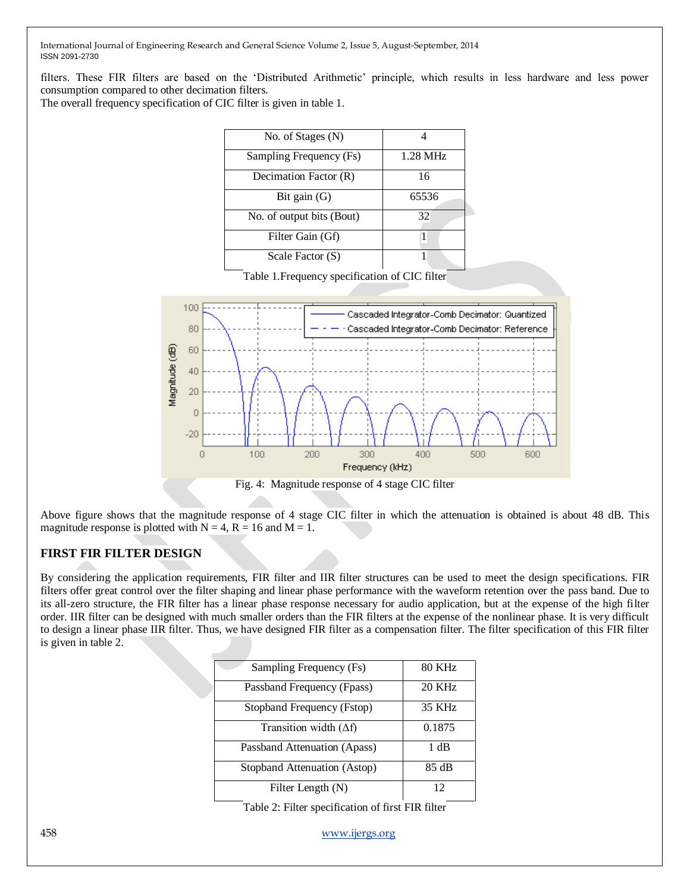filters. These FIR filters are based on the 'Distributed Arithmetic' principle, which results in less hardware and less power consumption compared to other decimation filters.
The overall frequency specification of CIC filter is given in table 1.

| No. of Stages (N) | 4 |
|---|---|
| Sampling Frequency (Fs) | 1.28 MHz |
| Decimation Factor (R) | 16 |
| Bit gain (G) | 65536 |
| No. of output bits (Bout) | 32 |
| Filter Gain (Gf) | 1 |
| Scale Factor (S) | 1 |

Table 1.Frequency specification of CIC filter

Fig. 4: Magnitude response of 4 stage CIC filter

Above figure shows that the magnitude response of 4 stage CIC filter in which the attenuation is obtained is about 48 dB. This magnitude response is plotted with N = 4, R = 16 and M = 1.

## FIRST FIR FILTER DESIGN

By considering the application requirements, FIR filter and IIR filter structures can be used to meet the design specifications. FIR filters offer great control over the filter shaping and linear phase performance with the waveform retention over the pass band. Due to its all-zero structure, the FIR filter has a linear phase response necessary for audio application, but at the expense of the high filter order. IIR filter can be designed with much smaller orders than the FIR filters at the expense of the nonlinear phase. It is very difficult to design a linear phase IIR filter. Thus, we have designed FIR filter as a compensation filter. The filter specification of this FIR filter is given in table 2.

| Sampling Frequency (Fs) | 80 KHz |
|---|---|
| Passband Frequency (Fpass) | 20 KHz |
| Stopband Frequency (Fstop) | 35 KHz |
| Transition width (Δf) | 0.1875 |
| Passband Attenuation (Apass) | 1 dB |
| Stopband Attenuation (Astop) | 85 dB |
| Filter Length (N) | 12 |

Table 2: Filter specification of first FIR filter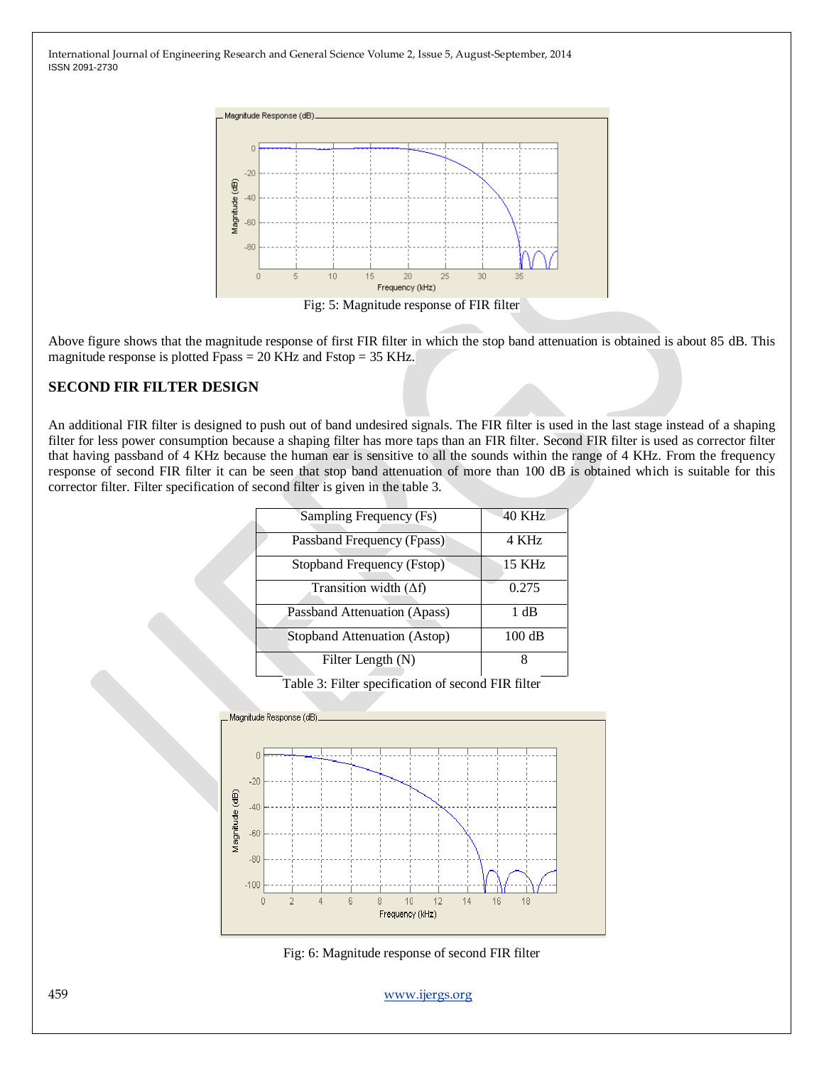Fig: 5: Magnitude response of FIR filter

Above figure shows that the magnitude response of first FIR filter in which the stop band attenuation is obtained is about 85 dB. This magnitude response is plotted Fpass = 20 KHz and Fstop = 35 KHz.

## SECOND FIR FILTER DESIGN

An additional FIR filter is designed to push out of band undesired signals. The FIR filter is used in the last stage instead of a shaping filter for less power consumption because a shaping filter has more taps than an FIR filter. Second FIR filter is used as corrector filter that having passband of 4 KHz because the human ear is sensitive to all the sounds within the range of 4 KHz. From the frequency response of second FIR filter it can be seen that stop band attenuation of more than 100 dB is obtained which is suitable for this corrector filter. Filter specification of second filter is given in the table 3.

| Sampling Frequency (Fs) | 40 KHz |
|---|---|
| Passband Frequency (Fpass) | 4 KHz |
| Stopband Frequency (Fstop) | 15 KHz |
| Transition width ($\Delta$f) | 0.275 |
| Passband Attenuation (Apass) | 1 dB |
| Stopband Attenuation (Astop) | 100 dB |
| Filter Length (N) | 8 |

Table 3: Filter specification of second FIR filter

Fig: 6: Magnitude response of second FIR filter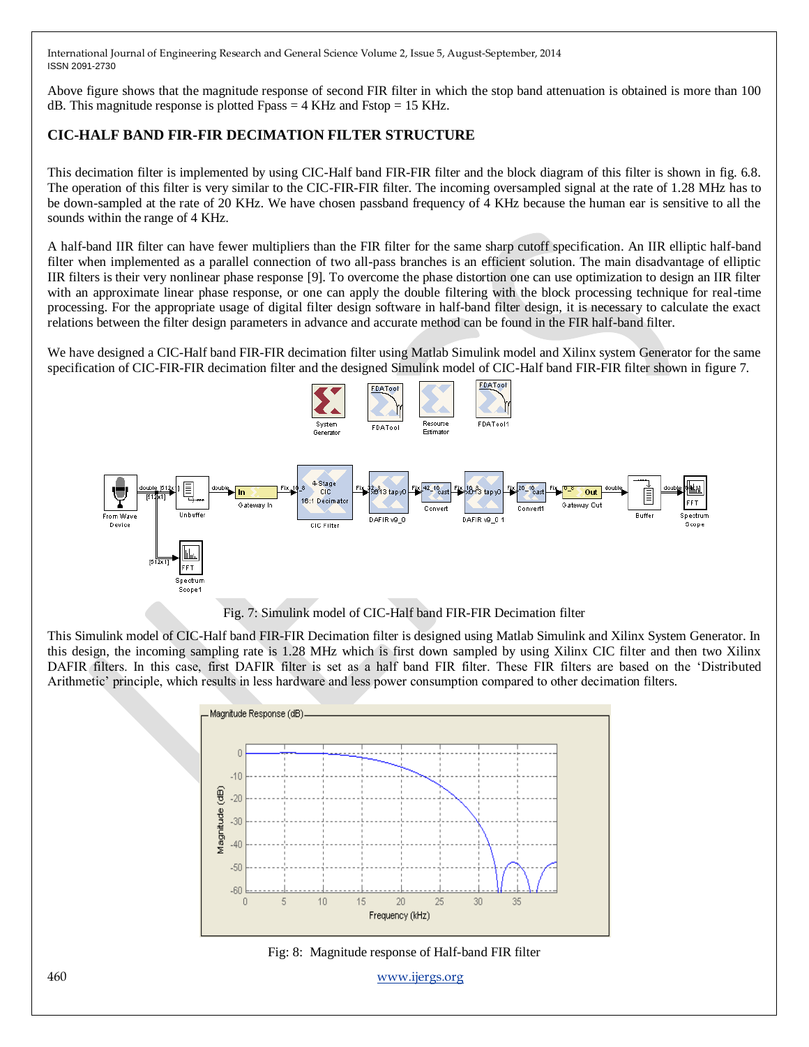Above figure shows that the magnitude response of second FIR filter in which the stop band attenuation is obtained is more than 100 dB. This magnitude response is plotted Fpass = 4 KHz and Fstop = 15 KHz.

## CIC-HALF BAND FIR-FIR DECIMATION FILTER STRUCTURE

This decimation filter is implemented by using CIC-Half band FIR-FIR filter and the block diagram of this filter is shown in fig. 6.8. The operation of this filter is very similar to the CIC-FIR-FIR filter. The incoming oversampled signal at the rate of 1.28 MHz has to be down-sampled at the rate of 20 KHz. We have chosen passband frequency of 4 KHz because the human ear is sensitive to all the sounds within the range of 4 KHz.

A half-band IIR filter can have fewer multipliers than the FIR filter for the same sharp cutoff specification. An IIR elliptic half-band filter when implemented as a parallel connection of two all-pass branches is an efficient solution. The main disadvantage of elliptic IIR filters is their very nonlinear phase response [9]. To overcome the phase distortion one can use optimization to design an IIR filter with an approximate linear phase response, or one can apply the double filtering with the block processing technique for real-time processing. For the appropriate usage of digital filter design software in half-band filter design, it is necessary to calculate the exact relations between the filter design parameters in advance and accurate method can be found in the FIR half-band filter.

We have designed a CIC-Half band FIR-FIR decimation filter using Matlab Simulink model and Xilinx system Generator for the same specification of CIC-FIR-FIR decimation filter and the designed Simulink model of CIC-Half band FIR-FIR filter shown in figure 7.

Fig. 7: Simulink model of CIC-Half band FIR-FIR Decimation filter

This Simulink model of CIC-Half band FIR-FIR Decimation filter is designed using Matlab Simulink and Xilinx System Generator. In this design, the incoming sampling rate is 1.28 MHz which is first down sampled by using Xilinx CIC filter and then two Xilinx DAFIR filters. In this case, first DAFIR filter is set as a half band FIR filter. These FIR filters are based on the 'Distributed Arithmetic' principle, which results in less hardware and less power consumption compared to other decimation filters.

Fig: 8: Magnitude response of Half-band FIR filter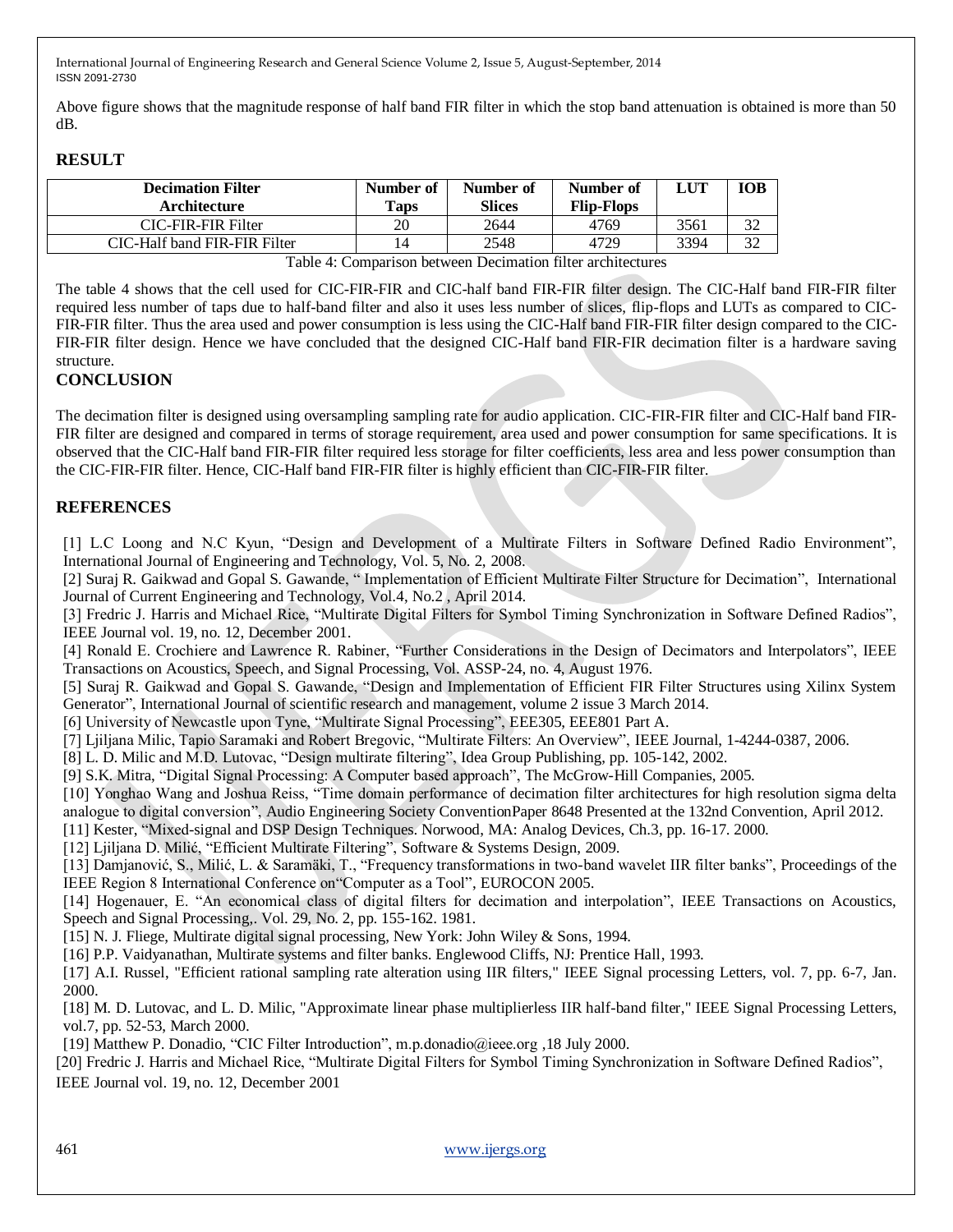Above figure shows that the magnitude response of half band FIR filter in which the stop band attenuation is obtained is more than 50 dB.

## RESULT

| Decimation Filter Architecture | Number of Taps | Number of Slices | Number of Flip-Flops | LUT | IOB |
|---|---|---|---|---|---|
| CIC-FIR-FIR Filter | 20 | 2644 | 4769 | 3561 | 32 |
| CIC-Half band FIR-FIR Filter | 14 | 2548 | 4729 | 3394 | 32 |

Table 4: Comparison between Decimation filter architectures

The table 4 shows that the cell used for CIC-FIR-FIR and CIC-half band FIR-FIR filter design. The CIC-Half band FIR-FIR filter required less number of taps due to half-band filter and also it uses less number of slices, flip-flops and LUTs as compared to CIC-FIR-FIR filter. Thus the area used and power consumption is less using the CIC-Half band FIR-FIR filter design compared to the CIC-FIR-FIR filter design. Hence we have concluded that the designed CIC-Half band FIR-FIR decimation filter is a hardware saving structure.

## CONCLUSION

The decimation filter is designed using oversampling sampling rate for audio application. CIC-FIR-FIR filter and CIC-Half band FIR-FIR filter are designed and compared in terms of storage requirement, area used and power consumption for same specifications. It is observed that the CIC-Half band FIR-FIR filter required less storage for filter coefficients, less area and less power consumption than the CIC-FIR-FIR filter. Hence, CIC-Half band FIR-FIR filter is highly efficient than CIC-FIR-FIR filter.

## REFERENCES

[1] L.C Loong and N.C Kyun, "Design and Development of a Multirate Filters in Software Defined Radio Environment", International Journal of Engineering and Technology, Vol. 5, No. 2, 2008.

[2] Suraj R. Gaikwad and Gopal S. Gawande, " Implementation of Efficient Multirate Filter Structure for Decimation", International Journal of Current Engineering and Technology, Vol.4, No.2 , April 2014.

[3] Fredric J. Harris and Michael Rice, "Multirate Digital Filters for Symbol Timing Synchronization in Software Defined Radios", IEEE Journal vol. 19, no. 12, December 2001.

[4] Ronald E. Crochiere and Lawrence R. Rabiner, "Further Considerations in the Design of Decimators and Interpolators", IEEE Transactions on Acoustics, Speech, and Signal Processing, Vol. ASSP-24, no. 4, August 1976.

[5] Suraj R. Gaikwad and Gopal S. Gawande, "Design and Implementation of Efficient FIR Filter Structures using Xilinx System Generator", International Journal of scientific research and management, volume 2 issue 3 March 2014.

[6] University of Newcastle upon Tyne, "Multirate Signal Processing", EEE305, EEE801 Part A.

[7] Ljiljana Milic, Tapio Saramaki and Robert Bregovic, "Multirate Filters: An Overview", IEEE Journal, 1-4244-0387, 2006.

[8] L. D. Milic and M.D. Lutovac, "Design multirate filtering", Idea Group Publishing, pp. 105-142, 2002.

[9] S.K. Mitra, "Digital Signal Processing: A Computer based approach", The McGrow-Hill Companies, 2005.

[10] Yonghao Wang and Joshua Reiss, "Time domain performance of decimation filter architectures for high resolution sigma delta analogue to digital conversion", Audio Engineering Society ConventionPaper 8648 Presented at the 132nd Convention, April 2012.

[11] Kester, "Mixed-signal and DSP Design Techniques. Norwood, MA: Analog Devices, Ch.3, pp. 16-17. 2000.

[12] Ljiljana D. Milić, "Efficient Multirate Filtering", Software & Systems Design, 2009.

[13] Damjanović, S., Milić, L. & Saramäki, T., "Frequency transformations in two-band wavelet IIR filter banks", Proceedings of the IEEE Region 8 International Conference on"Computer as a Tool", EUROCON 2005.

[14] Hogenauer, E. "An economical class of digital filters for decimation and interpolation", IEEE Transactions on Acoustics, Speech and Signal Processing,. Vol. 29, No. 2, pp. 155-162. 1981.

[15] N. J. Fliege, Multirate digital signal processing, New York: John Wiley & Sons, 1994.

[16] P.P. Vaidyanathan, Multirate systems and filter banks. Englewood Cliffs, NJ: Prentice Hall, 1993.

[17] A.I. Russel, "Efficient rational sampling rate alteration using IIR filters," IEEE Signal processing Letters, vol. 7, pp. 6-7, Jan. 2000.

[18] M. D. Lutovac, and L. D. Milic, "Approximate linear phase multiplierless IIR half-band filter," IEEE Signal Processing Letters, vol.7, pp. 52-53, March 2000.

[19] Matthew P. Donadio, "CIC Filter Introduction", m.p.donadio@ieee.org ,18 July 2000.

[20] Fredric J. Harris and Michael Rice, "Multirate Digital Filters for Symbol Timing Synchronization in Software Defined Radios", IEEE Journal vol. 19, no. 12, December 2001